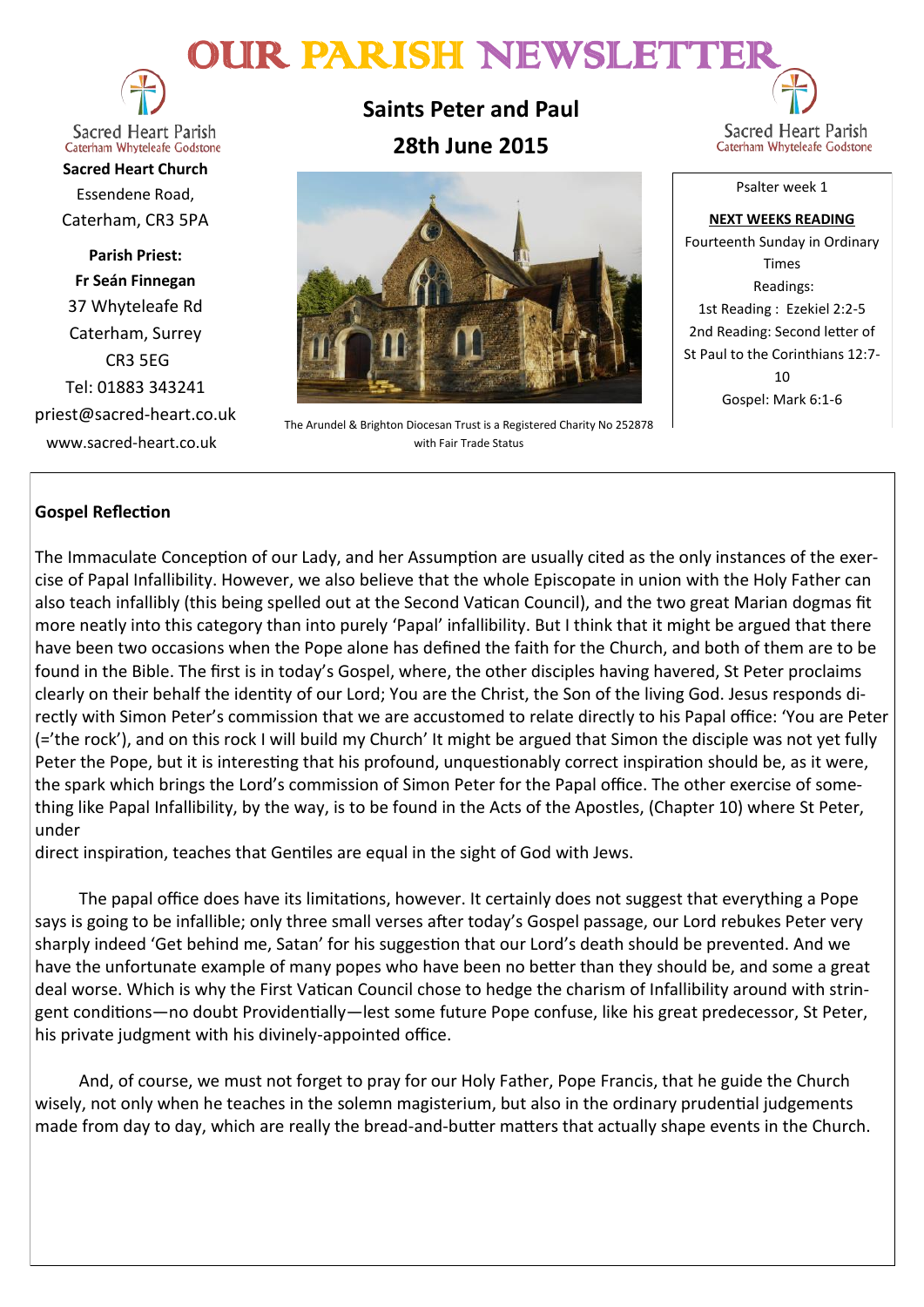# OUR PARISH NEWSLETTER

Sacred Heart Parish
Caterham Whyteleafe Godstone

**Sacred Heart Church**
Essendene Road,
Caterham, CR3 5PA

**Parish Priest:**
**Fr Seán Finnegan**
37 Whyteleafe Rd
Caterham, Surrey
CR3 5EG
Tel: 01883 343241
priest@sacred-heart.co.uk
www.sacred-heart.co.uk

## Saints Peter and Paul
## 28th June 2015

The Arundel & Brighton Diocesan Trust is a Registered Charity No 252878 with Fair Trade Status

Sacred Heart Parish
Caterham Whyteleafe Godstone

Psalter week 1

**NEXT WEEKS READING**
Fourteenth Sunday in Ordinary Times
Readings:
1st Reading : Ezekiel 2:2-5
2nd Reading: Second letter of St Paul to the Corinthians 12:7-10
Gospel: Mark 6:1-6

**Gospel Reflection**

The Immaculate Conception of our Lady, and her Assumption are usually cited as the only instances of the exercise of Papal Infallibility. However, we also believe that the whole Episcopate in union with the Holy Father can also teach infallibly (this being spelled out at the Second Vatican Council), and the two great Marian dogmas fit more neatly into this category than into purely 'Papal' infallibility. But I think that it might be argued that there have been two occasions when the Pope alone has defined the faith for the Church, and both of them are to be found in the Bible. The first is in today's Gospel, where, the other disciples having havered, St Peter proclaims clearly on their behalf the identity of our Lord; You are the Christ, the Son of the living God. Jesus responds directly with Simon Peter's commission that we are accustomed to relate directly to his Papal office: 'You are Peter (='the rock'), and on this rock I will build my Church' It might be argued that Simon the disciple was not yet fully Peter the Pope, but it is interesting that his profound, unquestionably correct inspiration should be, as it were, the spark which brings the Lord's commission of Simon Peter for the Papal office. The other exercise of something like Papal Infallibility, by the way, is to be found in the Acts of the Apostles, (Chapter 10) where St Peter, under direct inspiration, teaches that Gentiles are equal in the sight of God with Jews.

The papal office does have its limitations, however. It certainly does not suggest that everything a Pope says is going to be infallible; only three small verses after today's Gospel passage, our Lord rebukes Peter very sharply indeed 'Get behind me, Satan' for his suggestion that our Lord's death should be prevented. And we have the unfortunate example of many popes who have been no better than they should be, and some a great deal worse. Which is why the First Vatican Council chose to hedge the charism of Infallibility around with stringent conditions—no doubt Providentially—lest some future Pope confuse, like his great predecessor, St Peter, his private judgment with his divinely-appointed office.

And, of course, we must not forget to pray for our Holy Father, Pope Francis, that he guide the Church wisely, not only when he teaches in the solemn magisterium, but also in the ordinary prudential judgements made from day to day, which are really the bread-and-butter matters that actually shape events in the Church.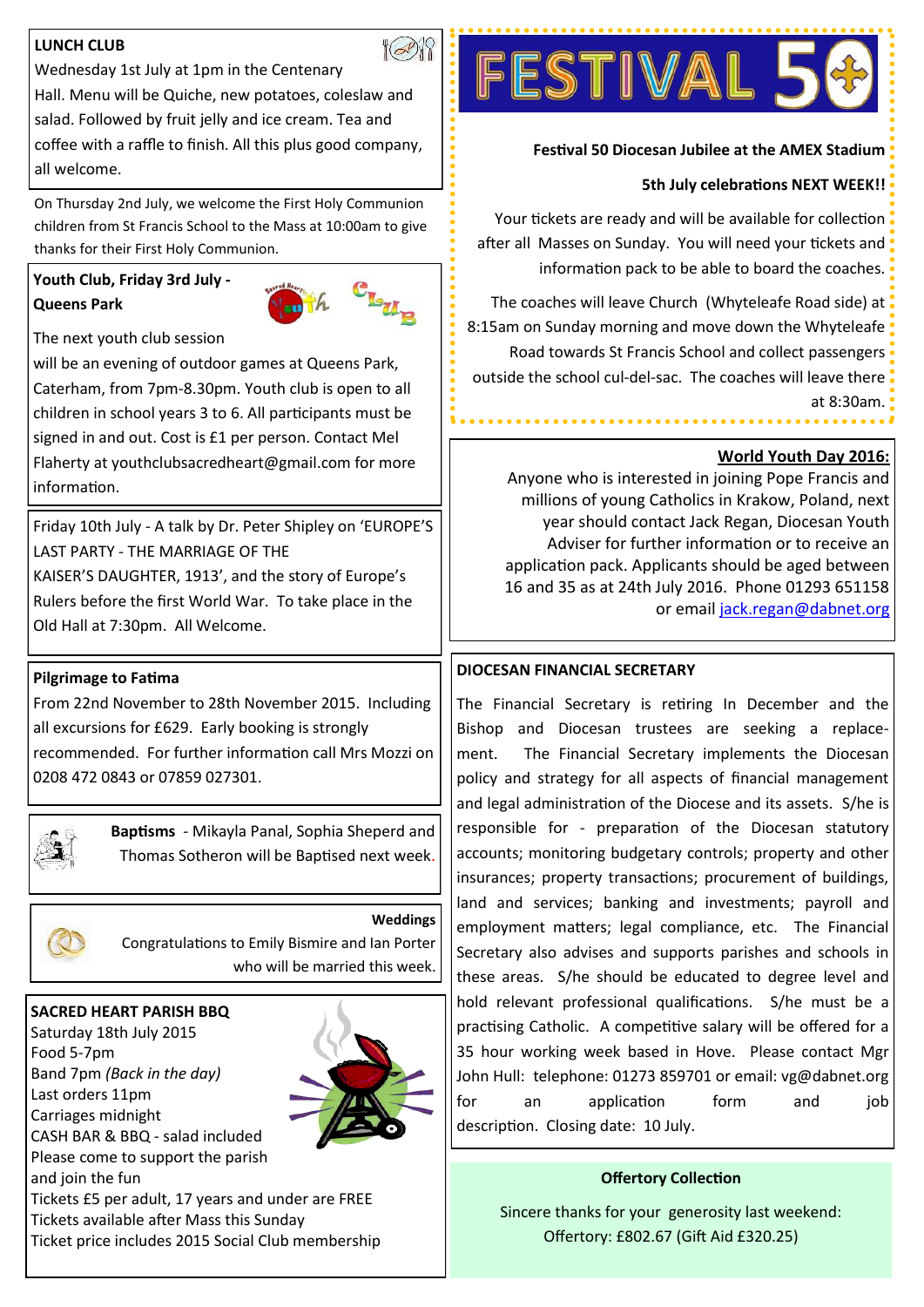## LUNCH CLUB

Wednesday 1st July at 1pm in the Centenary Hall. Menu will be Quiche, new potatoes, coleslaw and salad. Followed by fruit jelly and ice cream. Tea and coffee with a raffle to finish. All this plus good company, all welcome.

On Thursday 2nd July, we welcome the First Holy Communion children from St Francis School to the Mass at 10:00am to give thanks for their First Holy Communion.

## Youth Club, Friday 3rd July - Queens Park

The next youth club session will be an evening of outdoor games at Queens Park, Caterham, from 7pm-8.30pm. Youth club is open to all children in school years 3 to 6. All participants must be signed in and out. Cost is £1 per person. Contact Mel Flaherty at youthclubsacredheart@gmail.com for more information.

Friday 10th July - A talk by Dr. Peter Shipley on 'EUROPE'S LAST PARTY - THE MARRIAGE OF THE KAISER'S DAUGHTER, 1913', and the story of Europe's Rulers before the First World War. To take place in the Old Hall at 7:30pm. All Welcome.

## Pilgrimage to Fatima

From 22nd November to 28th November 2015. Including all excursions for £629. Early booking is strongly recommended. For further information call Mrs Mozzi on 0208 472 0843 or 07859 027301.

**Baptisms** - Mikayla Panal, Sophia Sheperd and Thomas Sotheron will be Baptised next week.

**Weddings**

Congratulations to Emily Bismire and Ian Porter who will be married this week.

## SACRED HEART PARISH BBQ

Saturday 18th July 2015
Food 5-7pm
Band 7pm *(Back in the day)*
Last orders 11pm
Carriages midnight
CASH BAR & BBQ - salad included
Please come to support the parish and join the fun
Tickets £5 per adult, 17 years and under are FREE
Tickets available after Mass this Sunday
Ticket price includes 2015 Social Club membership

# FESTIVAL 50

**Festival 50 Diocesan Jubilee at the AMEX Stadium**

**5th July celebrations NEXT WEEK!!**

Your tickets are ready and will be available for collection after all Masses on Sunday. You will need your tickets and information pack to be able to board the coaches.

The coaches will leave Church (Whyteleafe Road side) at 8:15am on Sunday morning and move down the Whyteleafe Road towards St Francis School and collect passengers outside the school cul-de-sac. The coaches will leave there at 8:30am.

## World Youth Day 2016:

Anyone who is interested in joining Pope Francis and millions of young Catholics in Krakow, Poland, next year should contact Jack Regan, Diocesan Youth Adviser for further information or to receive an application pack. Applicants should be aged between 16 and 35 as at 24th July 2016. Phone 01293 651158 or email jack.regan@dabnet.org

## DIOCESAN FINANCIAL SECRETARY

The Financial Secretary is retiring In December and the Bishop and Diocesan trustees are seeking a replacement. The Financial Secretary implements the Diocesan policy and strategy for all aspects of financial management and legal administration of the Diocese and its assets. S/he is responsible for - preparation of the Diocesan statutory accounts; monitoring budgetary controls; property and other insurances; property transactions; procurement of buildings, land and services; banking and investments; payroll and employment matters; legal compliance, etc. The Financial Secretary also advises and supports parishes and schools in these areas. S/he should be educated to degree level and hold relevant professional qualifications. S/he must be a practising Catholic. A competitive salary will be offered for a 35 hour working week based in Hove. Please contact Mgr John Hull: telephone: 01273 859701 or email: vg@dabnet.org for an application form and job description. Closing date: 10 July.

## Offertory Collection

Sincere thanks for your generosity last weekend:
Offertory: £802.67 (Gift Aid £320.25)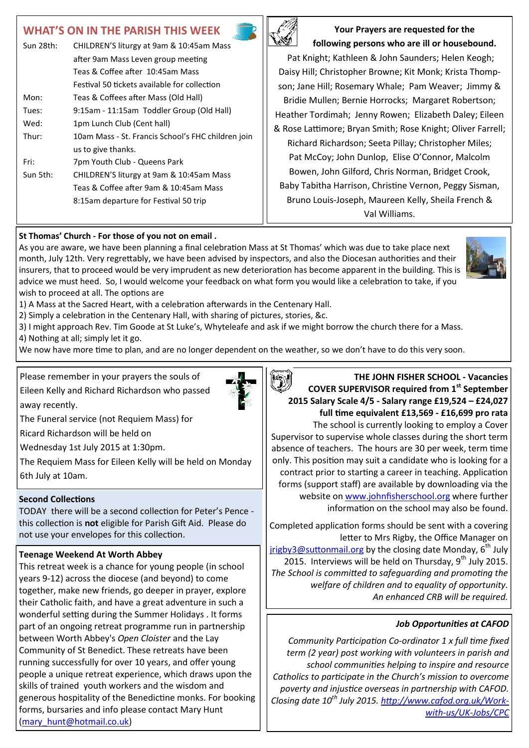## WHAT'S ON IN THE PARISH THIS WEEK

| | |
|---|---|
| Sun 28th: | CHILDREN'S liturgy at 9am & 10:45am Mass |
| | after 9am Mass Leven group meeting |
| | Teas & Coffee after 10:45am Mass |
| | Festival 50 tickets available for collection |
| Mon: | Teas & Coffees after Mass (Old Hall) |
| Tues: | 9:15am - 11:15am Toddler Group (Old Hall) |
| Wed: | 1pm Lunch Club (Cent hall) |
| Thur: | 10am Mass - St. Francis School's FHC children join us to give thanks. |
| Fri: | 7pm Youth Club - Queens Park |
| Sun 5th: | CHILDREN'S liturgy at 9am & 10:45am Mass |
| | Teas & Coffee after 9am & 10:45am Mass |
| | 8:15am departure for Festival 50 trip |

**Your Prayers are requested for the following persons who are ill or housebound.**

Pat Knight; Kathleen & John Saunders; Helen Keogh; Daisy Hill; Christopher Browne; Kit Monk; Krista Thompson; Jane Hill; Rosemary Whale; Pam Weaver; Jimmy & Bridie Mullen; Bernie Horrocks; Margaret Robertson; Heather Tordimah; Jenny Rowen; Elizabeth Daley; Eileen & Rose Lattimore; Bryan Smith; Rose Knight; Oliver Farrell; Richard Richardson; Seeta Pillay; Christopher Miles; Pat McCoy; John Dunlop, Elise O'Connor, Malcolm Bowen, John Gilford, Chris Norman, Bridget Crook, Baby Tabitha Harrison, Christine Vernon, Peggy Sisman, Bruno Louis-Joseph, Maureen Kelly, Sheila French & Val Williams.

**St Thomas' Church - For those of you not on email .**

As you are aware, we have been planning a final celebration Mass at St Thomas' which was due to take place next month, July 12th. Very regrettably, we have been advised by inspectors, and also the Diocesan authorities and their insurers, that to proceed would be very imprudent as new deterioration has become apparent in the building. This is advice we must heed. So, I would welcome your feedback on what form you would like a celebration to take, if you wish to proceed at all. The options are

1) A Mass at the Sacred Heart, with a celebration afterwards in the Centenary Hall.
2) Simply a celebration in the Centenary Hall, with sharing of pictures, stories, &c.
3) I might approach Rev. Tim Goode at St Luke's, Whyteleafe and ask if we might borrow the church there for a Mass.
4) Nothing at all; simply let it go.

We now have more time to plan, and are no longer dependent on the weather, so we don't have to do this very soon.

Please remember in your prayers the souls of Eileen Kelly and Richard Richardson who passed away recently.

The Funeral service (not Requiem Mass) for Ricard Richardson will be held on Wednesday 1st July 2015 at 1:30pm.

The Requiem Mass for Eileen Kelly will be held on Monday 6th July at 10am.

**Second Collections**

TODAY there will be a second collection for Peter's Pence - this collection is **not** eligible for Parish Gift Aid. Please do not use your envelopes for this collection.

**Teenage Weekend At Worth Abbey**

This retreat week is a chance for young people (in school years 9-12) across the diocese (and beyond) to come together, make new friends, go deeper in prayer, explore their Catholic faith, and have a great adventure in such a wonderful setting during the Summer Holidays . It forms part of an ongoing retreat programme run in partnership between Worth Abbey's *Open Cloister* and the Lay Community of St Benedict. These retreats have been running successfully for over 10 years, and offer young people a unique retreat experience, which draws upon the skills of trained youth workers and the wisdom and generous hospitality of the Benedictine monks. For booking forms, bursaries and info please contact Mary Hunt (mary_hunt@hotmail.co.uk)

**THE JOHN FISHER SCHOOL - Vacancies**
**COVER SUPERVISOR required from 1st September 2015 Salary Scale 4/5 - Salary range £19,524 – £24,027 full time equivalent £13,569 - £16,699 pro rata**

The school is currently looking to employ a Cover Supervisor to supervise whole classes during the short term absence of teachers. The hours are 30 per week, term time only. This position may suit a candidate who is looking for a contract prior to starting a career in teaching. Application forms (support staff) are available by downloading via the website on www.johnfisherschool.org where further information on the school may also be found.

Completed application forms should be sent with a covering letter to Mrs Rigby, the Office Manager on jrigby3@suttonmail.org by the closing date Monday, 6th July 2015. Interviews will be held on Thursday, 9th July 2015.

*The School is committed to safeguarding and promoting the welfare of children and to equality of opportunity.*

*An enhanced CRB will be required.*

***Job Opportunities at CAFOD***

*Community Participation Co-ordinator 1 x full time fixed term (2 year) post working with volunteers in parish and school communities helping to inspire and resource Catholics to participate in the Church's mission to overcome poverty and injustice overseas in partnership with CAFOD. Closing date 10th July 2015. http://www.cafod.org.uk/Work-with-us/UK-Jobs/CPC*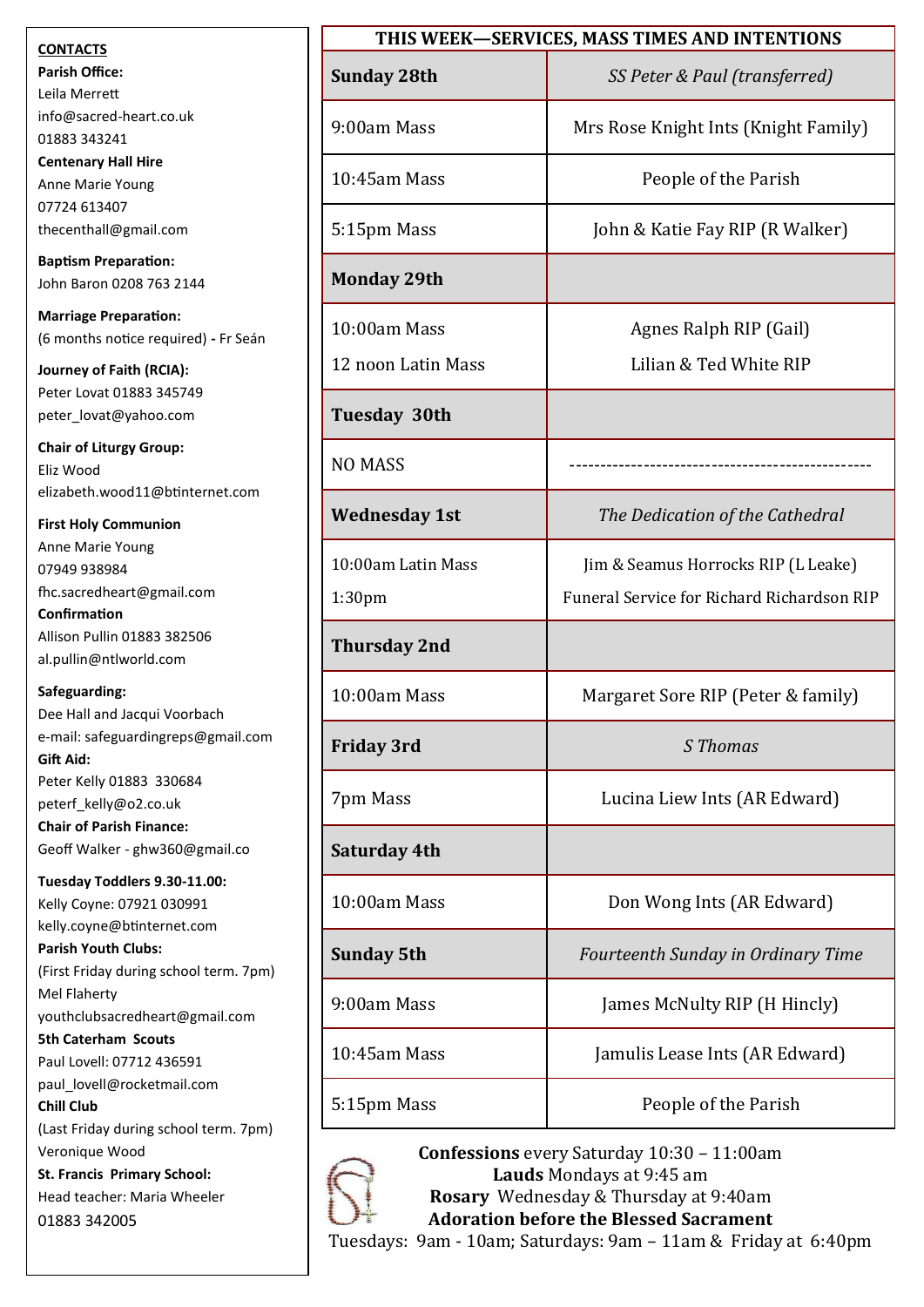## CONTACTS

**Parish Office:**
Leila Merrett
info@sacred-heart.co.uk
01883 343241

**Centenary Hall Hire**
Anne Marie Young
07724 613407
thecenthall@gmail.com

**Baptism Preparation:**
John Baron 0208 763 2144

**Marriage Preparation:**
(6 months notice required) **-** Fr Seán

**Journey of Faith (RCIA):**
Peter Lovat 01883 345749
peter_lovat@yahoo.com

**Chair of Liturgy Group:**
Eliz Wood
elizabeth.wood11@btinternet.com

**First Holy Communion**
Anne Marie Young
07949 938984
fhc.sacredheart@gmail.com

**Confirmation**
Allison Pullin 01883 382506
al.pullin@ntlworld.com

**Safeguarding:**
Dee Hall and Jacqui Voorbach
e-mail: safeguardingreps@gmail.com

**Gift Aid:**
Peter Kelly 01883 330684
peterf_kelly@o2.co.uk

**Chair of Parish Finance:**
Geoff Walker - ghw360@gmail.co

**Tuesday Toddlers 9.30-11.00:**
Kelly Coyne: 07921 030991
kelly.coyne@btinternet.com

**Parish Youth Clubs:**
(First Friday during school term. 7pm)
Mel Flaherty
youthclubsacredheart@gmail.com

**5th Caterham Scouts**
Paul Lovell: 07712 436591
paul_lovell@rocketmail.com

**Chill Club**
(Last Friday during school term. 7pm)
Veronique Wood

**St. Francis Primary School:**
Head teacher: Maria Wheeler
01883 342005

## THIS WEEK—SERVICES, MASS TIMES AND INTENTIONS

| | |
|---|---|
| **Sunday 28th** | *SS Peter & Paul (transferred)* |
| 9:00am Mass | Mrs Rose Knight Ints (Knight Family) |
| 10:45am Mass | People of the Parish |
| 5:15pm Mass | John & Katie Fay RIP (R Walker) |
| **Monday 29th** | |
| 10:00am Mass<br>12 noon Latin Mass | Agnes Ralph RIP (Gail)<br>Lilian & Ted White RIP |
| **Tuesday 30th** | |
| NO MASS | ------------------------------------------------ |
| **Wednesday 1st** | *The Dedication of the Cathedral* |
| 10:00am Latin Mass<br>1:30pm | Jim & Seamus Horrocks RIP (L Leake)<br>Funeral Service for Richard Richardson RIP |
| **Thursday 2nd** | |
| 10:00am Mass | Margaret Sore RIP (Peter & family) |
| **Friday 3rd** | *S Thomas* |
| 7pm Mass | Lucina Liew Ints (AR Edward) |
| **Saturday 4th** | |
| 10:00am Mass | Don Wong Ints (AR Edward) |
| **Sunday 5th** | *Fourteenth Sunday in Ordinary Time* |
| 9:00am Mass | James McNulty RIP (H Hincly) |
| 10:45am Mass | Jamulis Lease Ints (AR Edward) |
| 5:15pm Mass | People of the Parish |

**Confessions** every Saturday 10:30 – 11:00am
**Lauds** Mondays at 9:45 am
**Rosary** Wednesday & Thursday at 9:40am
**Adoration before the Blessed Sacrament**
Tuesdays: 9am - 10am; Saturdays: 9am – 11am & Friday at 6:40pm